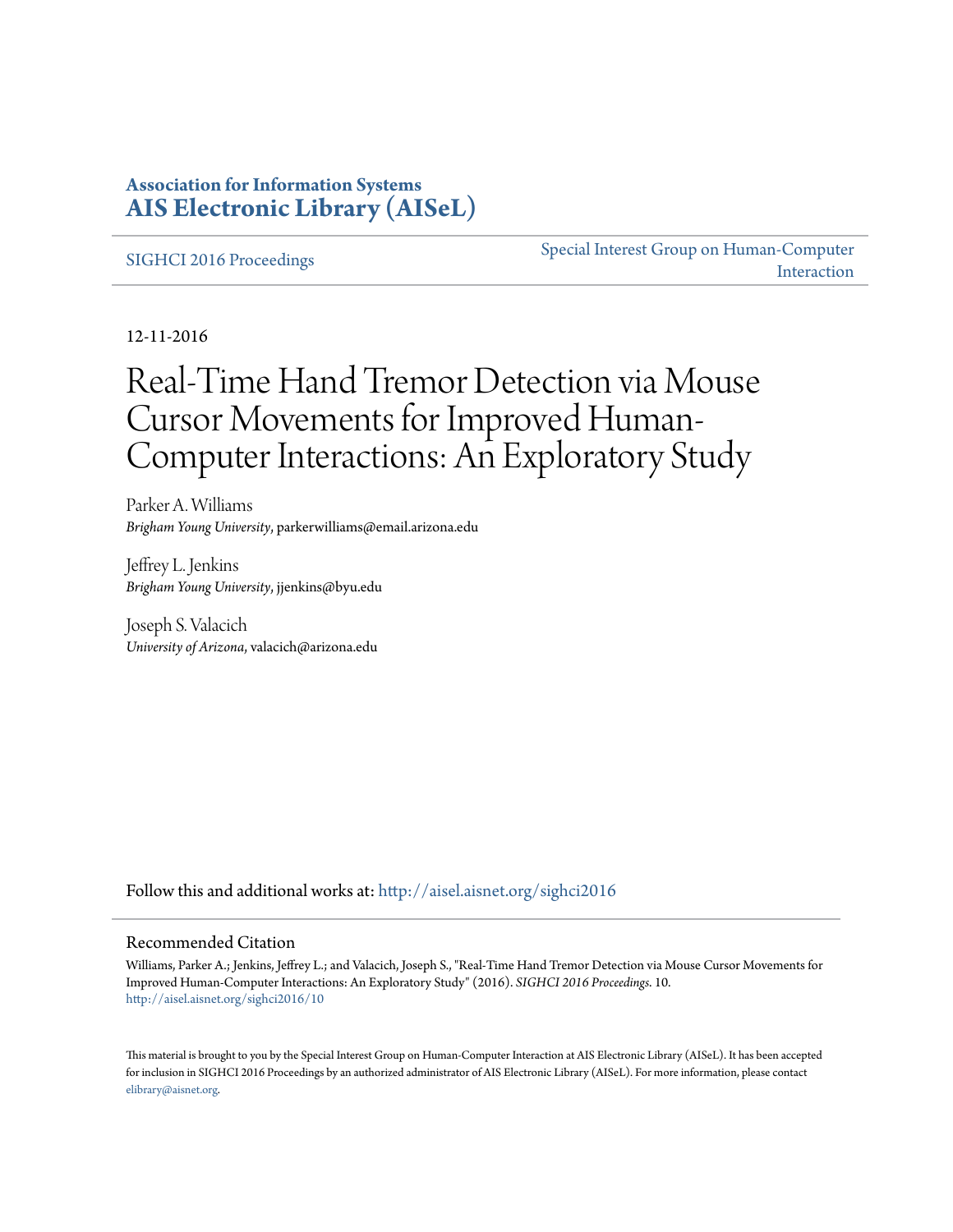**Association for Information Systems**
**[AIS Electronic Library (AISeL)](http://aisel.aisnet.org)**

SIGHCI 2016 Proceedings | Special Interest Group on Human-Computer Interaction

12-11-2016

# Real-Time Hand Tremor Detection via Mouse Cursor Movements for Improved Human-Computer Interactions: An Exploratory Study

Parker A. Williams
*Brigham Young University*, parkerwilliams@email.arizona.edu

Jeffrey L. Jenkins
*Brigham Young University*, jjenkins@byu.edu

Joseph S. Valacich
*University of Arizona*, valacich@arizona.edu

Follow this and additional works at: http://aisel.aisnet.org/sighci2016

## Recommended Citation

Williams, Parker A.; Jenkins, Jeffrey L.; and Valacich, Joseph S., "Real-Time Hand Tremor Detection via Mouse Cursor Movements for Improved Human-Computer Interactions: An Exploratory Study" (2016). *SIGHCI 2016 Proceedings*. 10.
http://aisel.aisnet.org/sighci2016/10

This material is brought to you by the Special Interest Group on Human-Computer Interaction at AIS Electronic Library (AISeL). It has been accepted for inclusion in SIGHCI 2016 Proceedings by an authorized administrator of AIS Electronic Library (AISeL). For more information, please contact elibrary@aisnet.org.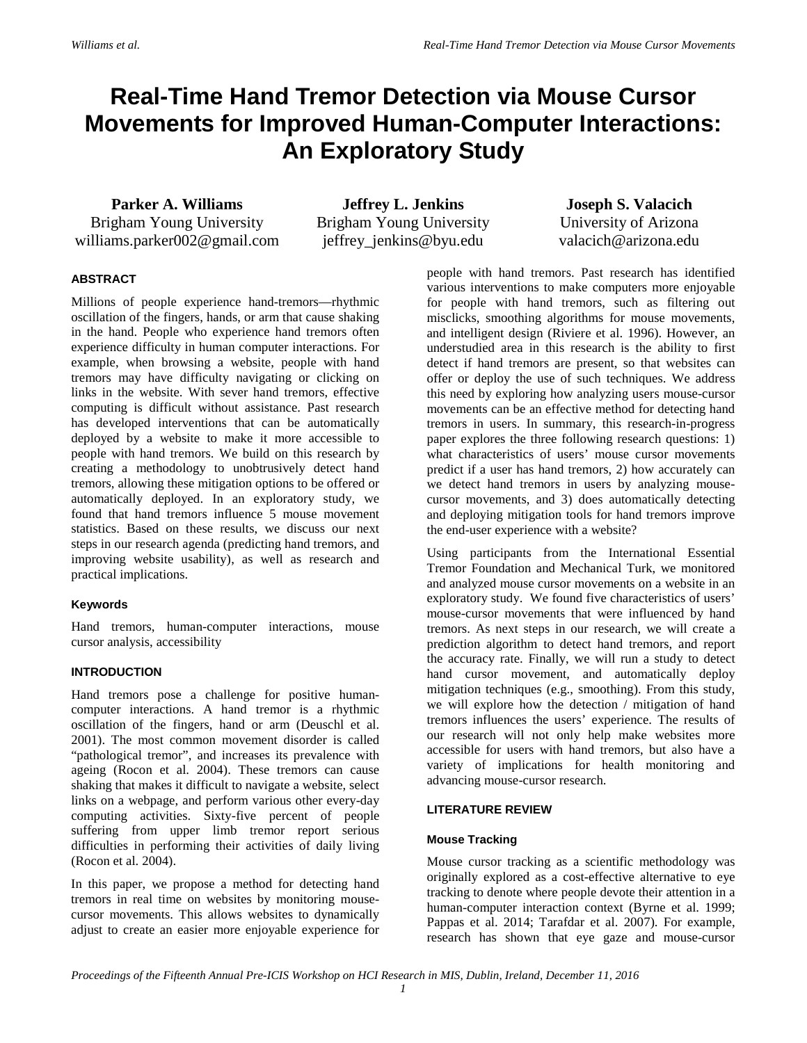# Real-Time Hand Tremor Detection via Mouse Cursor Movements for Improved Human-Computer Interactions: An Exploratory Study

**Parker A. Williams**
Brigham Young University
williams.parker002@gmail.com

**Jeffrey L. Jenkins**
Brigham Young University
jeffrey_jenkins@byu.edu

**Joseph S. Valacich**
University of Arizona
valacich@arizona.edu

### ABSTRACT

Millions of people experience hand-tremors—rhythmic oscillation of the fingers, hands, or arm that cause shaking in the hand. People who experience hand tremors often experience difficulty in human computer interactions. For example, when browsing a website, people with hand tremors may have difficulty navigating or clicking on links in the website. With sever hand tremors, effective computing is difficult without assistance. Past research has developed interventions that can be automatically deployed by a website to make it more accessible to people with hand tremors. We build on this research by creating a methodology to unobtrusively detect hand tremors, allowing these mitigation options to be offered or automatically deployed. In an exploratory study, we found that hand tremors influence 5 mouse movement statistics. Based on these results, we discuss our next steps in our research agenda (predicting hand tremors, and improving website usability), as well as research and practical implications.

### Keywords

Hand tremors, human-computer interactions, mouse cursor analysis, accessibility

### INTRODUCTION

Hand tremors pose a challenge for positive human-computer interactions. A hand tremor is a rhythmic oscillation of the fingers, hand or arm (Deuschl et al. 2001). The most common movement disorder is called "pathological tremor", and increases its prevalence with ageing (Rocon et al. 2004). These tremors can cause shaking that makes it difficult to navigate a website, select links on a webpage, and perform various other every-day computing activities. Sixty-five percent of people suffering from upper limb tremor report serious difficulties in performing their activities of daily living (Rocon et al. 2004).

In this paper, we propose a method for detecting hand tremors in real time on websites by monitoring mouse-cursor movements. This allows websites to dynamically adjust to create an easier more enjoyable experience for people with hand tremors. Past research has identified various interventions to make computers more enjoyable for people with hand tremors, such as filtering out misclicks, smoothing algorithms for mouse movements, and intelligent design (Riviere et al. 1996). However, an understudied area in this research is the ability to first detect if hand tremors are present, so that websites can offer or deploy the use of such techniques. We address this need by exploring how analyzing users mouse-cursor movements can be an effective method for detecting hand tremors in users. In summary, this research-in-progress paper explores the three following research questions: 1) what characteristics of users' mouse cursor movements predict if a user has hand tremors, 2) how accurately can we detect hand tremors in users by analyzing mouse-cursor movements, and 3) does automatically detecting and deploying mitigation tools for hand tremors improve the end-user experience with a website?

Using participants from the International Essential Tremor Foundation and Mechanical Turk, we monitored and analyzed mouse cursor movements on a website in an exploratory study. We found five characteristics of users' mouse-cursor movements that were influenced by hand tremors. As next steps in our research, we will create a prediction algorithm to detect hand tremors, and report the accuracy rate. Finally, we will run a study to detect hand cursor movement, and automatically deploy mitigation techniques (e.g., smoothing). From this study, we will explore how the detection / mitigation of hand tremors influences the users' experience. The results of our research will not only help make websites more accessible for users with hand tremors, but also have a variety of implications for health monitoring and advancing mouse-cursor research.

### LITERATURE REVIEW

#### Mouse Tracking

Mouse cursor tracking as a scientific methodology was originally explored as a cost-effective alternative to eye tracking to denote where people devote their attention in a human-computer interaction context (Byrne et al. 1999; Pappas et al. 2014; Tarafdar et al. 2007). For example, research has shown that eye gaze and mouse-cursor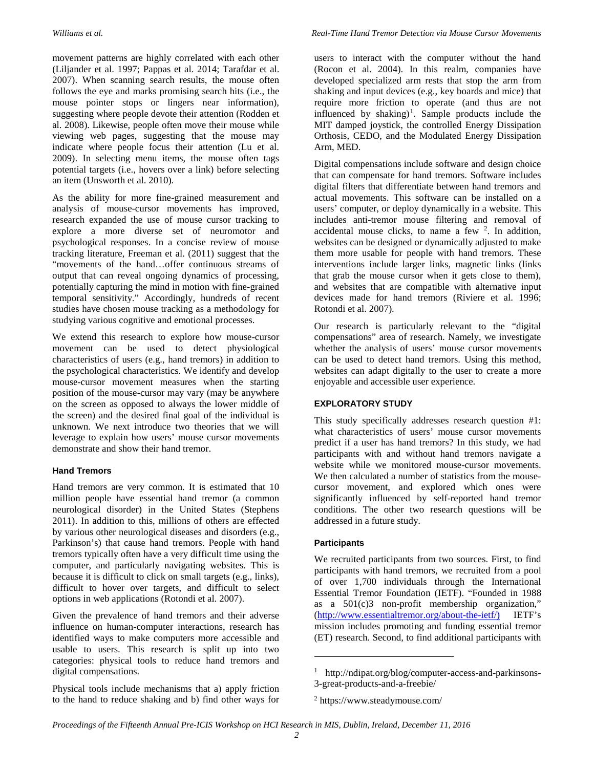movement patterns are highly correlated with each other (Liljander et al. 1997; Pappas et al. 2014; Tarafdar et al. 2007). When scanning search results, the mouse often follows the eye and marks promising search hits (i.e., the mouse pointer stops or lingers near information), suggesting where people devote their attention (Rodden et al. 2008). Likewise, people often move their mouse while viewing web pages, suggesting that the mouse may indicate where people focus their attention (Lu et al. 2009). In selecting menu items, the mouse often tags potential targets (i.e., hovers over a link) before selecting an item (Unsworth et al. 2010).

As the ability for more fine-grained measurement and analysis of mouse-cursor movements has improved, research expanded the use of mouse cursor tracking to explore a more diverse set of neuromotor and psychological responses. In a concise review of mouse tracking literature, Freeman et al. (2011) suggest that the "movements of the hand…offer continuous streams of output that can reveal ongoing dynamics of processing, potentially capturing the mind in motion with fine-grained temporal sensitivity." Accordingly, hundreds of recent studies have chosen mouse tracking as a methodology for studying various cognitive and emotional processes.

We extend this research to explore how mouse-cursor movement can be used to detect physiological characteristics of users (e.g., hand tremors) in addition to the psychological characteristics. We identify and develop mouse-cursor movement measures when the starting position of the mouse-cursor may vary (may be anywhere on the screen as opposed to always the lower middle of the screen) and the desired final goal of the individual is unknown. We next introduce two theories that we will leverage to explain how users' mouse cursor movements demonstrate and show their hand tremor.

#### Hand Tremors

Hand tremors are very common. It is estimated that 10 million people have essential hand tremor (a common neurological disorder) in the United States (Stephens 2011). In addition to this, millions of others are effected by various other neurological diseases and disorders (e.g., Parkinson's) that cause hand tremors. People with hand tremors typically often have a very difficult time using the computer, and particularly navigating websites. This is because it is difficult to click on small targets (e.g., links), difficult to hover over targets, and difficult to select options in web applications (Rotondi et al. 2007).

Given the prevalence of hand tremors and their adverse influence on human-computer interactions, research has identified ways to make computers more accessible and usable to users. This research is split up into two categories: physical tools to reduce hand tremors and digital compensations.

Physical tools include mechanisms that a) apply friction to the hand to reduce shaking and b) find other ways for users to interact with the computer without the hand (Rocon et al. 2004). In this realm, companies have developed specialized arm rests that stop the arm from shaking and input devices (e.g., key boards and mice) that require more friction to operate (and thus are not influenced by shaking)[1]. Sample products include the MIT damped joystick, the controlled Energy Dissipation Orthosis, CEDO, and the Modulated Energy Dissipation Arm, MED.

Digital compensations include software and design choice that can compensate for hand tremors. Software includes digital filters that differentiate between hand tremors and actual movements. This software can be installed on a users' computer, or deploy dynamically in a website. This includes anti-tremor mouse filtering and removal of accidental mouse clicks, to name a few [2]. In addition, websites can be designed or dynamically adjusted to make them more usable for people with hand tremors. These interventions include larger links, magnetic links (links that grab the mouse cursor when it gets close to them), and websites that are compatible with alternative input devices made for hand tremors (Riviere et al. 1996; Rotondi et al. 2007).

Our research is particularly relevant to the "digital compensations" area of research. Namely, we investigate whether the analysis of users' mouse cursor movements can be used to detect hand tremors. Using this method, websites can adapt digitally to the user to create a more enjoyable and accessible user experience.

### EXPLORATORY STUDY

This study specifically addresses research question #1: what characteristics of users' mouse cursor movements predict if a user has hand tremors? In this study, we had participants with and without hand tremors navigate a website while we monitored mouse-cursor movements. We then calculated a number of statistics from the mouse-cursor movement, and explored which ones were significantly influenced by self-reported hand tremor conditions. The other two research questions will be addressed in a future study.

#### Participants

We recruited participants from two sources. First, to find participants with hand tremors, we recruited from a pool of over 1,700 individuals through the International Essential Tremor Foundation (IETF). "Founded in 1988 as a 501(c)3 non-profit membership organization," (http://www.essentialtremor.org/about-the-ietf/) IETF's mission includes promoting and funding essential tremor (ET) research. Second, to find additional participants with

---

[1] http://ndipat.org/blog/computer-access-and-parkinsons-3-great-products-and-a-freebie/

[2] https://www.steadymouse.com/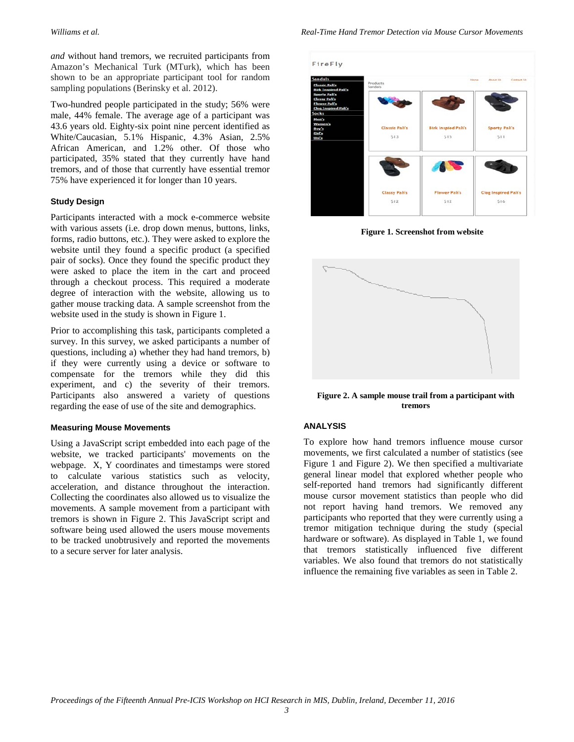*and* without hand tremors, we recruited participants from Amazon's Mechanical Turk (MTurk), which has been shown to be an appropriate participant tool for random sampling populations (Berinsky et al. 2012).

Two-hundred people participated in the study; 56% were male, 44% female. The average age of a participant was 43.6 years old. Eighty-six point nine percent identified as White/Caucasian, 5.1% Hispanic, 4.3% Asian, 2.5% African American, and 1.2% other. Of those who participated, 35% stated that they currently have hand tremors, and of those that currently have essential tremor 75% have experienced it for longer than 10 years.

### Study Design

Participants interacted with a mock e-commerce website with various assets (i.e. drop down menus, buttons, links, forms, radio buttons, etc.). They were asked to explore the website until they found a specific product (a specified pair of socks). Once they found the specific product they were asked to place the item in the cart and proceed through a checkout process. This required a moderate degree of interaction with the website, allowing us to gather mouse tracking data. A sample screenshot from the website used in the study is shown in Figure 1.

Prior to accomplishing this task, participants completed a survey. In this survey, we asked participants a number of questions, including a) whether they had hand tremors, b) if they were currently using a device or software to compensate for the tremors while they did this experiment, and c) the severity of their tremors. Participants also answered a variety of questions regarding the ease of use of the site and demographics.

### Measuring Mouse Movements

Using a JavaScript script embedded into each page of the website, we tracked participants' movements on the webpage. X, Y coordinates and timestamps were stored to calculate various statistics such as velocity, acceleration, and distance throughout the interaction. Collecting the coordinates also allowed us to visualize the movements. A sample movement from a participant with tremors is shown in Figure 2. This JavaScript script and software being used allowed the users mouse movements to be tracked unobtrusively and reported the movements to a secure server for later analysis.

**Figure 1. Screenshot from website**

**Figure 2. A sample mouse trail from a participant with tremors**

## ANALYSIS

To explore how hand tremors influence mouse cursor movements, we first calculated a number of statistics (see Figure 1 and Figure 2). We then specified a multivariate general linear model that explored whether people who self-reported hand tremors had significantly different mouse cursor movement statistics than people who did not report having hand tremors. We removed any participants who reported that they were currently using a tremor mitigation technique during the study (special hardware or software). As displayed in Table 1, we found that tremors statistically influenced five different variables. We also found that tremors do not statistically influence the remaining five variables as seen in Table 2.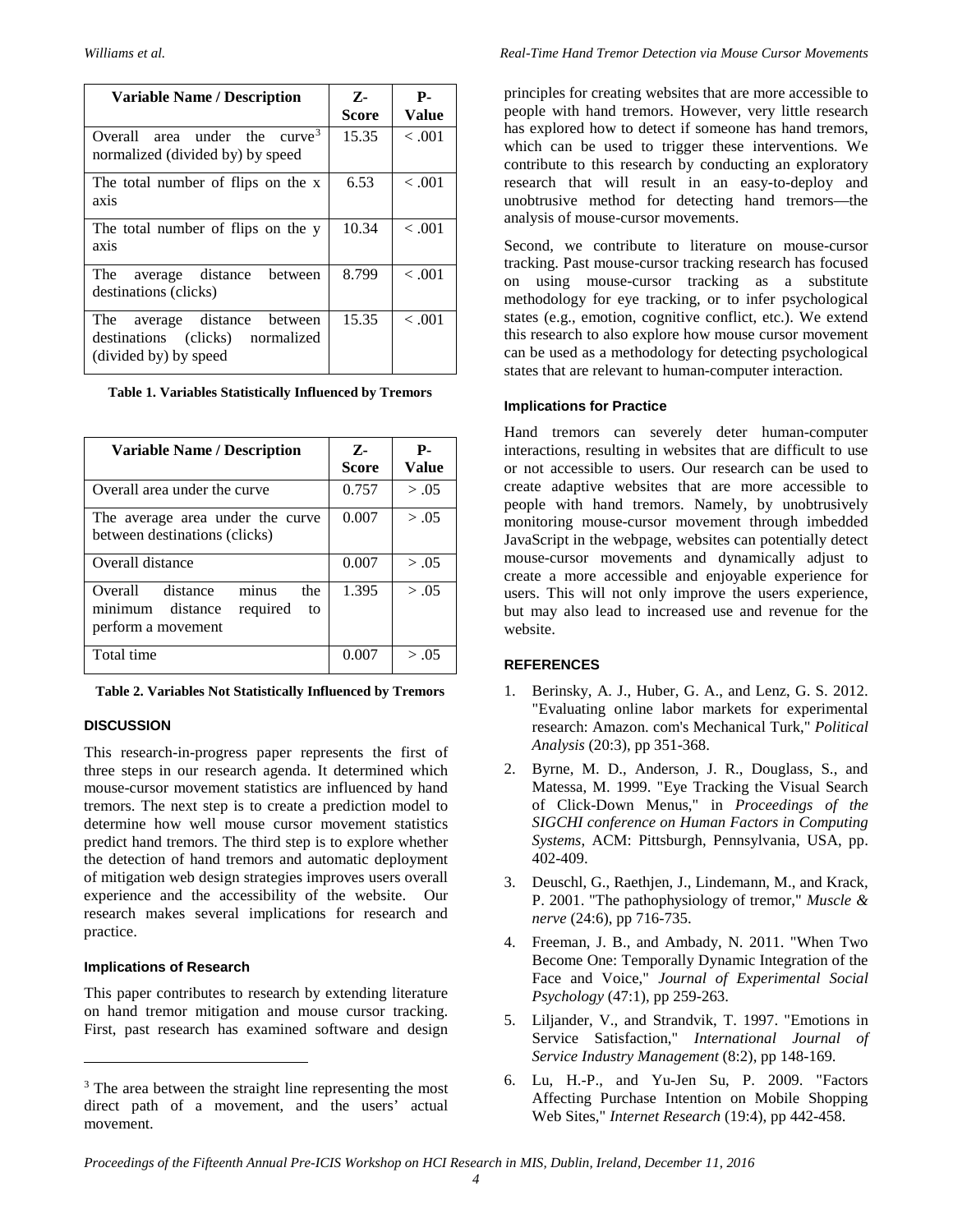| Variable Name / Description | Z-Score | P-Value |
| --- | --- | --- |
| Overall area under the curve[3] normalized (divided by) by speed | 15.35 | < .001 |
| The total number of flips on the x axis | 6.53 | < .001 |
| The total number of flips on the y axis | 10.34 | < .001 |
| The average distance between destinations (clicks) | 8.799 | < .001 |
| The average distance between destinations (clicks) normalized (divided by) by speed | 15.35 | < .001 |

**Table 1. Variables Statistically Influenced by Tremors**

| Variable Name / Description | Z-Score | P-Value |
| --- | --- | --- |
| Overall area under the curve | 0.757 | > .05 |
| The average area under the curve between destinations (clicks) | 0.007 | > .05 |
| Overall distance | 0.007 | > .05 |
| Overall distance minus the minimum distance required to perform a movement | 1.395 | > .05 |
| Total time | 0.007 | > .05 |

**Table 2. Variables Not Statistically Influenced by Tremors**

## DISCUSSION

This research-in-progress paper represents the first of three steps in our research agenda. It determined which mouse-cursor movement statistics are influenced by hand tremors. The next step is to create a prediction model to determine how well mouse cursor movement statistics predict hand tremors. The third step is to explore whether the detection of hand tremors and automatic deployment of mitigation web design strategies improves users overall experience and the accessibility of the website. Our research makes several implications for research and practice.

### Implications of Research

This paper contributes to research by extending literature on hand tremor mitigation and mouse cursor tracking. First, past research has examined software and design principles for creating websites that are more accessible to people with hand tremors. However, very little research has explored how to detect if someone has hand tremors, which can be used to trigger these interventions. We contribute to this research by conducting an exploratory research that will result in an easy-to-deploy and unobtrusive method for detecting hand tremors—the analysis of mouse-cursor movements.

Second, we contribute to literature on mouse-cursor tracking. Past mouse-cursor tracking research has focused on using mouse-cursor tracking as a substitute methodology for eye tracking, or to infer psychological states (e.g., emotion, cognitive conflict, etc.). We extend this research to also explore how mouse cursor movement can be used as a methodology for detecting psychological states that are relevant to human-computer interaction.

### Implications for Practice

Hand tremors can severely deter human-computer interactions, resulting in websites that are difficult to use or not accessible to users. Our research can be used to create adaptive websites that are more accessible to people with hand tremors. Namely, by unobtrusively monitoring mouse-cursor movement through imbedded JavaScript in the webpage, websites can potentially detect mouse-cursor movements and dynamically adjust to create a more accessible and enjoyable experience for users. This will not only improve the users experience, but may also lead to increased use and revenue for the website.

## REFERENCES

1. Berinsky, A. J., Huber, G. A., and Lenz, G. S. 2012. "Evaluating online labor markets for experimental research: Amazon. com's Mechanical Turk," *Political Analysis* (20:3), pp 351-368.
2. Byrne, M. D., Anderson, J. R., Douglass, S., and Matessa, M. 1999. "Eye Tracking the Visual Search of Click-Down Menus," in *Proceedings of the SIGCHI conference on Human Factors in Computing Systems*, ACM: Pittsburgh, Pennsylvania, USA, pp. 402-409.
3. Deuschl, G., Raethjen, J., Lindemann, M., and Krack, P. 2001. "The pathophysiology of tremor," *Muscle & nerve* (24:6), pp 716-735.
4. Freeman, J. B., and Ambady, N. 2011. "When Two Become One: Temporally Dynamic Integration of the Face and Voice," *Journal of Experimental Social Psychology* (47:1), pp 259-263.
5. Liljander, V., and Strandvik, T. 1997. "Emotions in Service Satisfaction," *International Journal of Service Industry Management* (8:2), pp 148-169.
6. Lu, H.-P., and Yu-Jen Su, P. 2009. "Factors Affecting Purchase Intention on Mobile Shopping Web Sites," *Internet Research* (19:4), pp 442-458.

[3] The area between the straight line representing the most direct path of a movement, and the users' actual movement.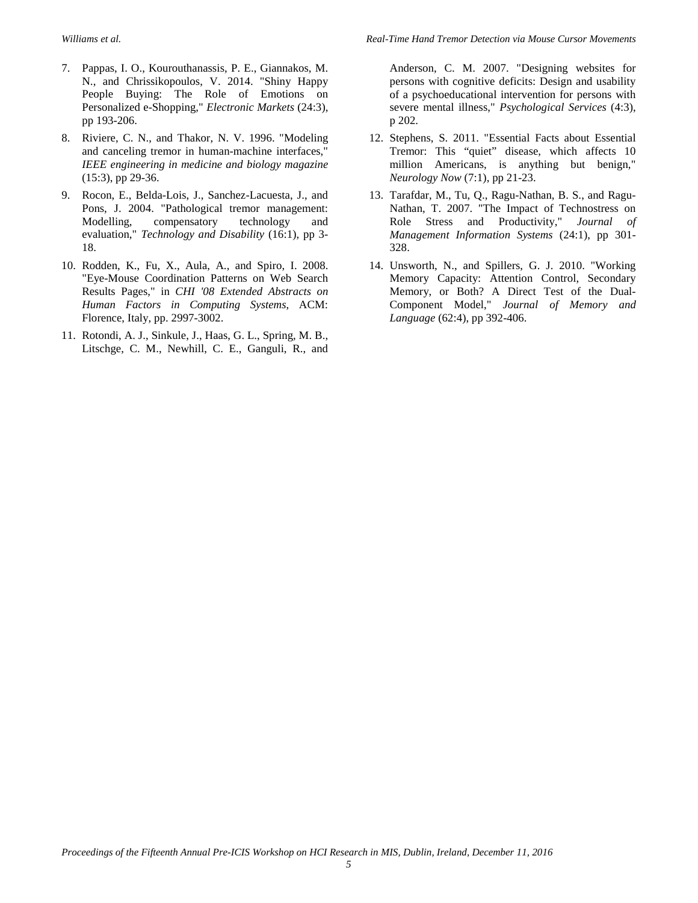7. Pappas, I. O., Kourouthanassis, P. E., Giannakos, M. N., and Chrissikopoulos, V. 2014. "Shiny Happy People Buying: The Role of Emotions on Personalized e-Shopping," *Electronic Markets* (24:3), pp 193-206.
8. Riviere, C. N., and Thakor, N. V. 1996. "Modeling and canceling tremor in human-machine interfaces," *IEEE engineering in medicine and biology magazine* (15:3), pp 29-36.
9. Rocon, E., Belda-Lois, J., Sanchez-Lacuesta, J., and Pons, J. 2004. "Pathological tremor management: Modelling, compensatory technology and evaluation," *Technology and Disability* (16:1), pp 3-18.
10. Rodden, K., Fu, X., Aula, A., and Spiro, I. 2008. "Eye-Mouse Coordination Patterns on Web Search Results Pages," in *CHI '08 Extended Abstracts on Human Factors in Computing Systems*, ACM: Florence, Italy, pp. 2997-3002.
11. Rotondi, A. J., Sinkule, J., Haas, G. L., Spring, M. B., Litschge, C. M., Newhill, C. E., Ganguli, R., and Anderson, C. M. 2007. "Designing websites for persons with cognitive deficits: Design and usability of a psychoeducational intervention for persons with severe mental illness," *Psychological Services* (4:3), p 202.
12. Stephens, S. 2011. "Essential Facts about Essential Tremor: This "quiet" disease, which affects 10 million Americans, is anything but benign," *Neurology Now* (7:1), pp 21-23.
13. Tarafdar, M., Tu, Q., Ragu-Nathan, B. S., and Ragu-Nathan, T. 2007. "The Impact of Technostress on Role Stress and Productivity," *Journal of Management Information Systems* (24:1), pp 301-328.
14. Unsworth, N., and Spillers, G. J. 2010. "Working Memory Capacity: Attention Control, Secondary Memory, or Both? A Direct Test of the Dual-Component Model," *Journal of Memory and Language* (62:4), pp 392-406.